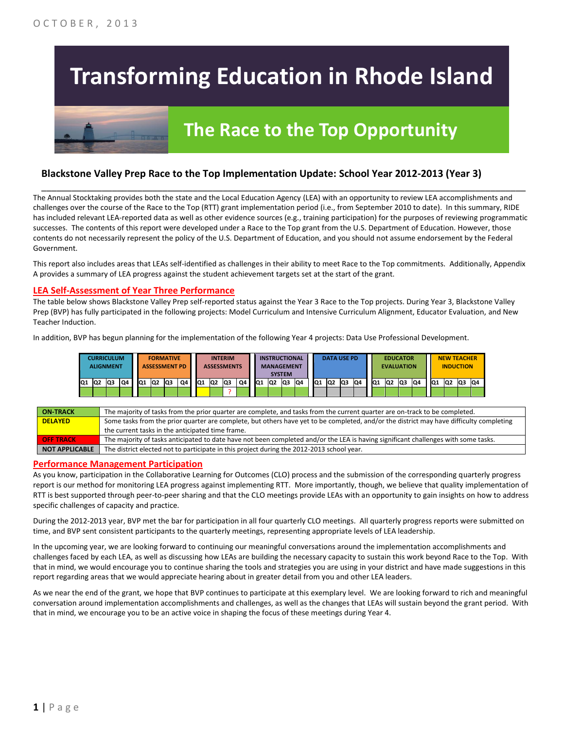OCTOBER, 2013

# Transforming Education in Rhode Island

## The Race to the Top Opportunity

### Blackstone Valley Prep Race to the Top Implementation Update: School Year 2012-2013 (Year 3)

The Annual Stocktaking provides both the state and the Local Education Agency (LEA) with an opportunity to review LEA accomplishments and challenges over the course of the Race to the Top (RTT) grant implementation period (i.e., from September 2010 to date). In this summary, RIDE has included relevant LEA-reported data as well as other evidence sources (e.g., training participation) for the purposes of reviewing programmatic successes. The contents of this report were developed under a Race to the Top grant from the U.S. Department of Education. However, those contents do not necessarily represent the policy of the U.S. Department of Education, and you should not assume endorsement by the Federal Government.

This report also includes areas that LEAs self-identified as challenges in their ability to meet Race to the Top commitments. Additionally, Appendix A provides a summary of LEA progress against the student achievement targets set at the start of the grant.

## LEA Self-Assessment of Year Three Performance

The table below shows Blackstone Valley Prep self-reported status against the Year 3 Race to the Top projects. During Year 3, Blackstone Valley Prep (BVP) has fully participated in the following projects: Model Curriculum and Intensive Curriculum Alignment, Educator Evaluation, and New Teacher Induction.

In addition, BVP has begun planning for the implementation of the following Year 4 projects: Data Use Professional Development.

| CURRICULUM ALIGNMENT | | | | FORMATIVE ASSESSMENT PD | | | | INTERIM ASSESSMENTS | | | | INSTRUCTIONAL MANAGEMENT SYSTEM | | | | DATA USE PD | | | | EDUCATOR EVALUATION | | | | NEW TEACHER INDUCTION | | | |
|---|---|---|---|---|---|---|---|---|---|---|---|---|---|---|---|---|---|---|---|---|---|---|---|---|---|---|---|
| Q1 | Q2 | Q3 | Q4 | Q1 | Q2 | Q3 | Q4 | Q1 | Q2 | Q3 | Q4 | Q1 | Q2 | Q3 | Q4 | Q1 | Q2 | Q3 | Q4 | Q1 | Q2 | Q3 | Q4 | Q1 | Q2 | Q3 | Q4 |
| | | | | | | | | | | ? | | | | | | | | | | | | | | | | | |

| | |
|---|---|
| ON-TRACK | The majority of tasks from the prior quarter are complete, and tasks from the current quarter are on-track to be completed. |
| DELAYED | Some tasks from the prior quarter are complete, but others have yet to be completed, and/or the district may have difficulty completing the current tasks in the anticipated time frame. |
| OFF TRACK | The majority of tasks anticipated to date have not been completed and/or the LEA is having significant challenges with some tasks. |
| NOT APPLICABLE | The district elected not to participate in this project during the 2012-2013 school year. |

## Performance Management Participation

As you know, participation in the Collaborative Learning for Outcomes (CLO) process and the submission of the corresponding quarterly progress report is our method for monitoring LEA progress against implementing RTT. More importantly, though, we believe that quality implementation of RTT is best supported through peer-to-peer sharing and that the CLO meetings provide LEAs with an opportunity to gain insights on how to address specific challenges of capacity and practice.

During the 2012-2013 year, BVP met the bar for participation in all four quarterly CLO meetings. All quarterly progress reports were submitted on time, and BVP sent consistent participants to the quarterly meetings, representing appropriate levels of LEA leadership.

In the upcoming year, we are looking forward to continuing our meaningful conversations around the implementation accomplishments and challenges faced by each LEA, as well as discussing how LEAs are building the necessary capacity to sustain this work beyond Race to the Top. With that in mind, we would encourage you to continue sharing the tools and strategies you are using in your district and have made suggestions in this report regarding areas that we would appreciate hearing about in greater detail from you and other LEA leaders.

As we near the end of the grant, we hope that BVP continues to participate at this exemplary level. We are looking forward to rich and meaningful conversation around implementation accomplishments and challenges, as well as the changes that LEAs will sustain beyond the grant period. With that in mind, we encourage you to be an active voice in shaping the focus of these meetings during Year 4.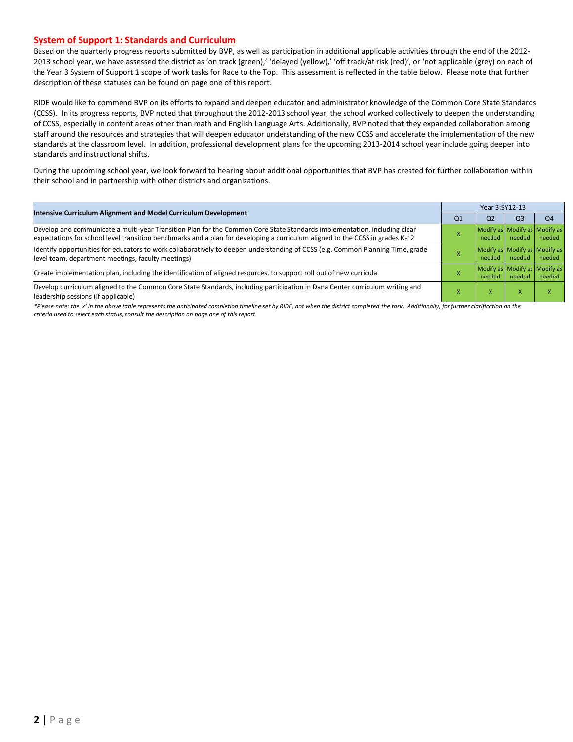## System of Support 1: Standards and Curriculum

Based on the quarterly progress reports submitted by BVP, as well as participation in additional applicable activities through the end of the 2012-2013 school year, we have assessed the district as 'on track (green),' 'delayed (yellow),' 'off track/at risk (red)', or 'not applicable (grey) on each of the Year 3 System of Support 1 scope of work tasks for Race to the Top. This assessment is reflected in the table below. Please note that further description of these statuses can be found on page one of this report.

RIDE would like to commend BVP on its efforts to expand and deepen educator and administrator knowledge of the Common Core State Standards (CCSS). In its progress reports, BVP noted that throughout the 2012-2013 school year, the school worked collectively to deepen the understanding of CCSS, especially in content areas other than math and English Language Arts. Additionally, BVP noted that they expanded collaboration among staff around the resources and strategies that will deepen educator understanding of the new CCSS and accelerate the implementation of the new standards at the classroom level. In addition, professional development plans for the upcoming 2013-2014 school year include going deeper into standards and instructional shifts.

During the upcoming school year, we look forward to hearing about additional opportunities that BVP has created for further collaboration within their school and in partnership with other districts and organizations.

| Intensive Curriculum Alignment and Model Curriculum Development | Year 3:SY12-13 | | | |
|---|---|---|---|---|
| | Q1 | Q2 | Q3 | Q4 |
| Develop and communicate a multi-year Transition Plan for the Common Core State Standards implementation, including clear expectations for school level transition benchmarks and a plan for developing a curriculum aligned to the CCSS in grades K-12 | X | Modify as needed | Modify as needed | Modify as needed |
| Identify opportunities for educators to work collaboratively to deepen understanding of CCSS (e.g. Common Planning Time, grade level team, department meetings, faculty meetings) | X | Modify as needed | Modify as needed | Modify as needed |
| Create implementation plan, including the identification of aligned resources, to support roll out of new curricula | X | Modify as needed | Modify as needed | Modify as needed |
| Develop curriculum aligned to the Common Core State Standards, including participation in Dana Center curriculum writing and leadership sessions (if applicable) | X | X | X | X |

*\*Please note: the 'x' in the above table represents the anticipated completion timeline set by RIDE, not when the district completed the task. Additionally, for further clarification on the criteria used to select each status, consult the description on page one of this report.*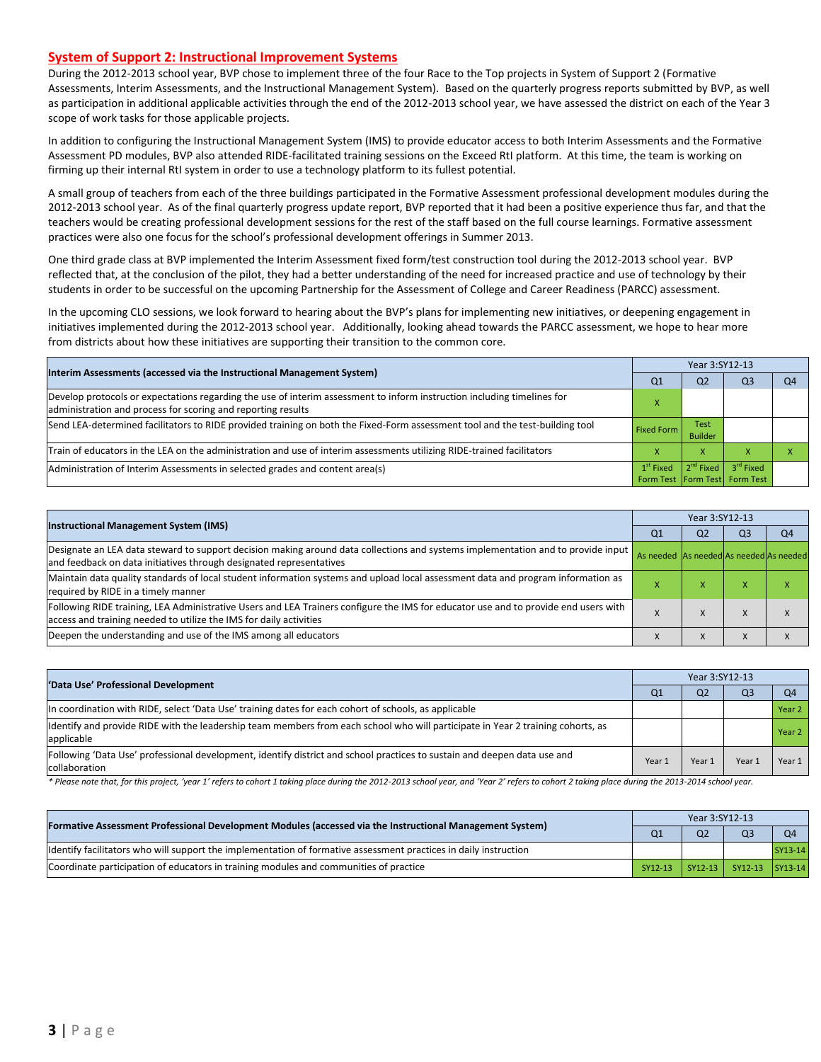## System of Support 2: Instructional Improvement Systems

During the 2012-2013 school year, BVP chose to implement three of the four Race to the Top projects in System of Support 2 (Formative Assessments, Interim Assessments, and the Instructional Management System). Based on the quarterly progress reports submitted by BVP, as well as participation in additional applicable activities through the end of the 2012-2013 school year, we have assessed the district on each of the Year 3 scope of work tasks for those applicable projects.

In addition to configuring the Instructional Management System (IMS) to provide educator access to both Interim Assessments and the Formative Assessment PD modules, BVP also attended RIDE-facilitated training sessions on the Exceed RtI platform. At this time, the team is working on firming up their internal RtI system in order to use a technology platform to its fullest potential.

A small group of teachers from each of the three buildings participated in the Formative Assessment professional development modules during the 2012-2013 school year. As of the final quarterly progress update report, BVP reported that it had been a positive experience thus far, and that the teachers would be creating professional development sessions for the rest of the staff based on the full course learnings. Formative assessment practices were also one focus for the school's professional development offerings in Summer 2013.

One third grade class at BVP implemented the Interim Assessment fixed form/test construction tool during the 2012-2013 school year. BVP reflected that, at the conclusion of the pilot, they had a better understanding of the need for increased practice and use of technology by their students in order to be successful on the upcoming Partnership for the Assessment of College and Career Readiness (PARCC) assessment.

In the upcoming CLO sessions, we look forward to hearing about the BVP's plans for implementing new initiatives, or deepening engagement in initiatives implemented during the 2012-2013 school year. Additionally, looking ahead towards the PARCC assessment, we hope to hear more from districts about how these initiatives are supporting their transition to the common core.

| Interim Assessments (accessed via the Instructional Management System) | Year 3:SY12-13 | | | |
|---|---|---|---|---|
| | Q1 | Q2 | Q3 | Q4 |
| Develop protocols or expectations regarding the use of interim assessment to inform instruction including timelines for administration and process for scoring and reporting results | X | | | |
| Send LEA-determined facilitators to RIDE provided training on both the Fixed-Form assessment tool and the test-building tool | Fixed Form | Test Builder | | |
| Train of educators in the LEA on the administration and use of interim assessments utilizing RIDE-trained facilitators | X | X | X | X |
| Administration of Interim Assessments in selected grades and content area(s) | 1st Fixed Form Test | 2nd Fixed Form Test | 3rd Fixed Form Test | |

| Instructional Management System (IMS) | Year 3:SY12-13 | | | |
|---|---|---|---|---|
| | Q1 | Q2 | Q3 | Q4 |
| Designate an LEA data steward to support decision making around data collections and systems implementation and to provide input and feedback on data initiatives through designated representatives | As needed | As needed | As needed | As needed |
| Maintain data quality standards of local student information systems and upload local assessment data and program information as required by RIDE in a timely manner | X | X | X | X |
| Following RIDE training, LEA Administrative Users and LEA Trainers configure the IMS for educator use and to provide end users with access and training needed to utilize the IMS for daily activities | X | X | X | X |
| Deepen the understanding and use of the IMS among all educators | X | X | X | X |

| 'Data Use' Professional Development | Year 3:SY12-13 | | | |
|---|---|---|---|---|
| | Q1 | Q2 | Q3 | Q4 |
| In coordination with RIDE, select 'Data Use' training dates for each cohort of schools, as applicable | | | | Year 2 |
| Identify and provide RIDE with the leadership team members from each school who will participate in Year 2 training cohorts, as applicable | | | | Year 2 |
| Following 'Data Use' professional development, identify district and school practices to sustain and deepen data use and collaboration | Year 1 | Year 1 | Year 1 | Year 1 |

* Please note that, for this project, 'year 1' refers to cohort 1 taking place during the 2012-2013 school year, and 'Year 2' refers to cohort 2 taking place during the 2013-2014 school year.

| Formative Assessment Professional Development Modules (accessed via the Instructional Management System) | Year 3:SY12-13 | | | |
|---|---|---|---|---|
| | Q1 | Q2 | Q3 | Q4 |
| Identify facilitators who will support the implementation of formative assessment practices in daily instruction | | | | SY13-14 |
| Coordinate participation of educators in training modules and communities of practice | SY12-13 | SY12-13 | SY12-13 | SY13-14 |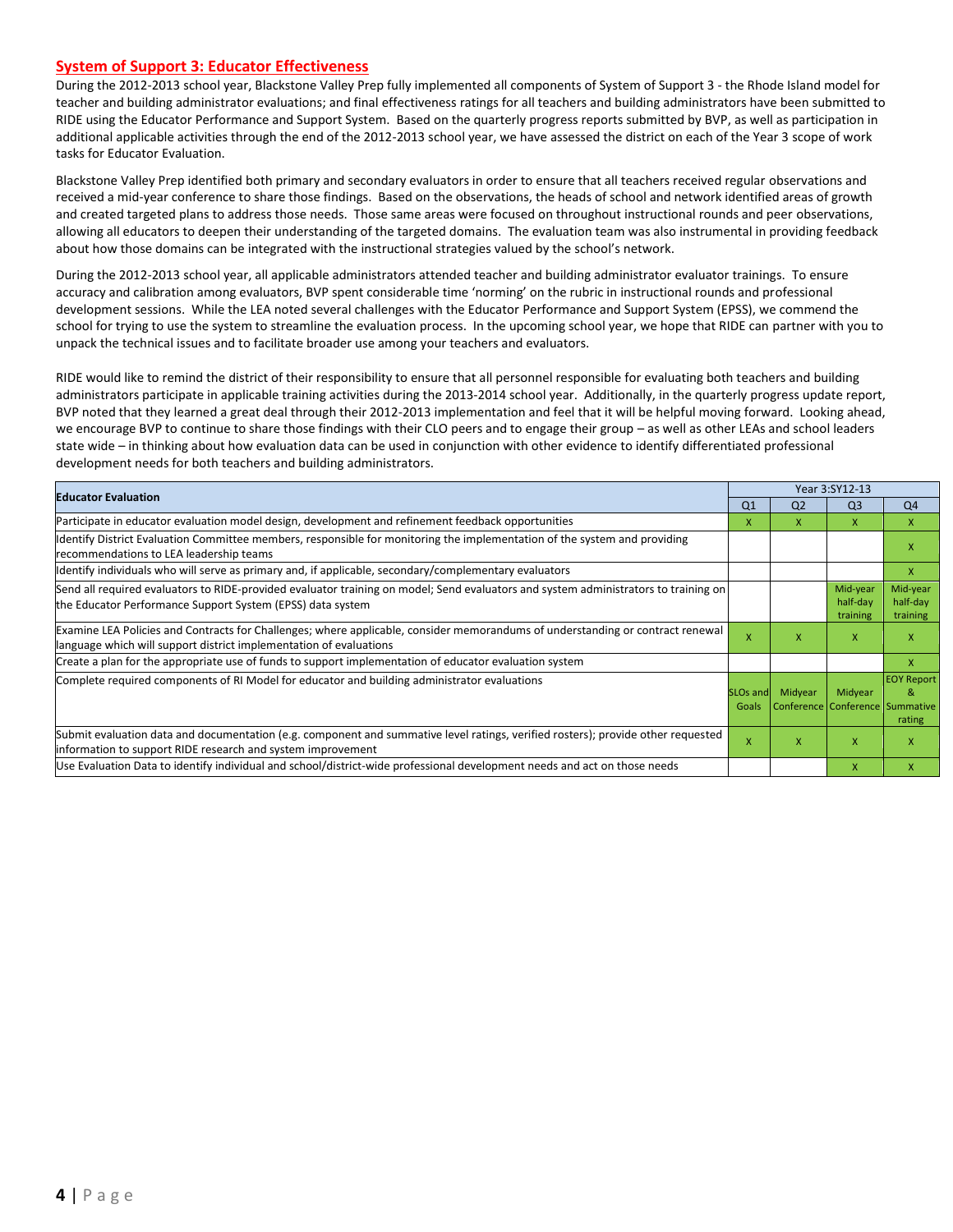## System of Support 3: Educator Effectiveness

During the 2012-2013 school year, Blackstone Valley Prep fully implemented all components of System of Support 3 - the Rhode Island model for teacher and building administrator evaluations; and final effectiveness ratings for all teachers and building administrators have been submitted to RIDE using the Educator Performance and Support System. Based on the quarterly progress reports submitted by BVP, as well as participation in additional applicable activities through the end of the 2012-2013 school year, we have assessed the district on each of the Year 3 scope of work tasks for Educator Evaluation.

Blackstone Valley Prep identified both primary and secondary evaluators in order to ensure that all teachers received regular observations and received a mid-year conference to share those findings. Based on the observations, the heads of school and network identified areas of growth and created targeted plans to address those needs. Those same areas were focused on throughout instructional rounds and peer observations, allowing all educators to deepen their understanding of the targeted domains. The evaluation team was also instrumental in providing feedback about how those domains can be integrated with the instructional strategies valued by the school's network.

During the 2012-2013 school year, all applicable administrators attended teacher and building administrator evaluator trainings. To ensure accuracy and calibration among evaluators, BVP spent considerable time 'norming' on the rubric in instructional rounds and professional development sessions. While the LEA noted several challenges with the Educator Performance and Support System (EPSS), we commend the school for trying to use the system to streamline the evaluation process. In the upcoming school year, we hope that RIDE can partner with you to unpack the technical issues and to facilitate broader use among your teachers and evaluators.

RIDE would like to remind the district of their responsibility to ensure that all personnel responsible for evaluating both teachers and building administrators participate in applicable training activities during the 2013-2014 school year. Additionally, in the quarterly progress update report, BVP noted that they learned a great deal through their 2012-2013 implementation and feel that it will be helpful moving forward. Looking ahead, we encourage BVP to continue to share those findings with their CLO peers and to engage their group – as well as other LEAs and school leaders state wide – in thinking about how evaluation data can be used in conjunction with other evidence to identify differentiated professional development needs for both teachers and building administrators.

| Educator Evaluation | Year 3:SY12-13 | | | |
|---|---|---|---|---|
| | Q1 | Q2 | Q3 | Q4 |
| Participate in educator evaluation model design, development and refinement feedback opportunities | X | X | X | X |
| Identify District Evaluation Committee members, responsible for monitoring the implementation of the system and providing recommendations to LEA leadership teams | | | | X |
| Identify individuals who will serve as primary and, if applicable, secondary/complementary evaluators | | | | X |
| Send all required evaluators to RIDE-provided evaluator training on model; Send evaluators and system administrators to training on the Educator Performance Support System (EPSS) data system | | | Mid-year half-day training | Mid-year half-day training |
| Examine LEA Policies and Contracts for Challenges; where applicable, consider memorandums of understanding or contract renewal language which will support district implementation of evaluations | X | X | X | X |
| Create a plan for the appropriate use of funds to support implementation of educator evaluation system | | | | X |
| Complete required components of RI Model for educator and building administrator evaluations | SLOs and Goals | Midyear Conference | Midyear Conference | EOY Report & Summative rating |
| Submit evaluation data and documentation (e.g. component and summative level ratings, verified rosters); provide other requested information to support RIDE research and system improvement | X | X | X | X |
| Use Evaluation Data to identify individual and school/district-wide professional development needs and act on those needs | | | X | X |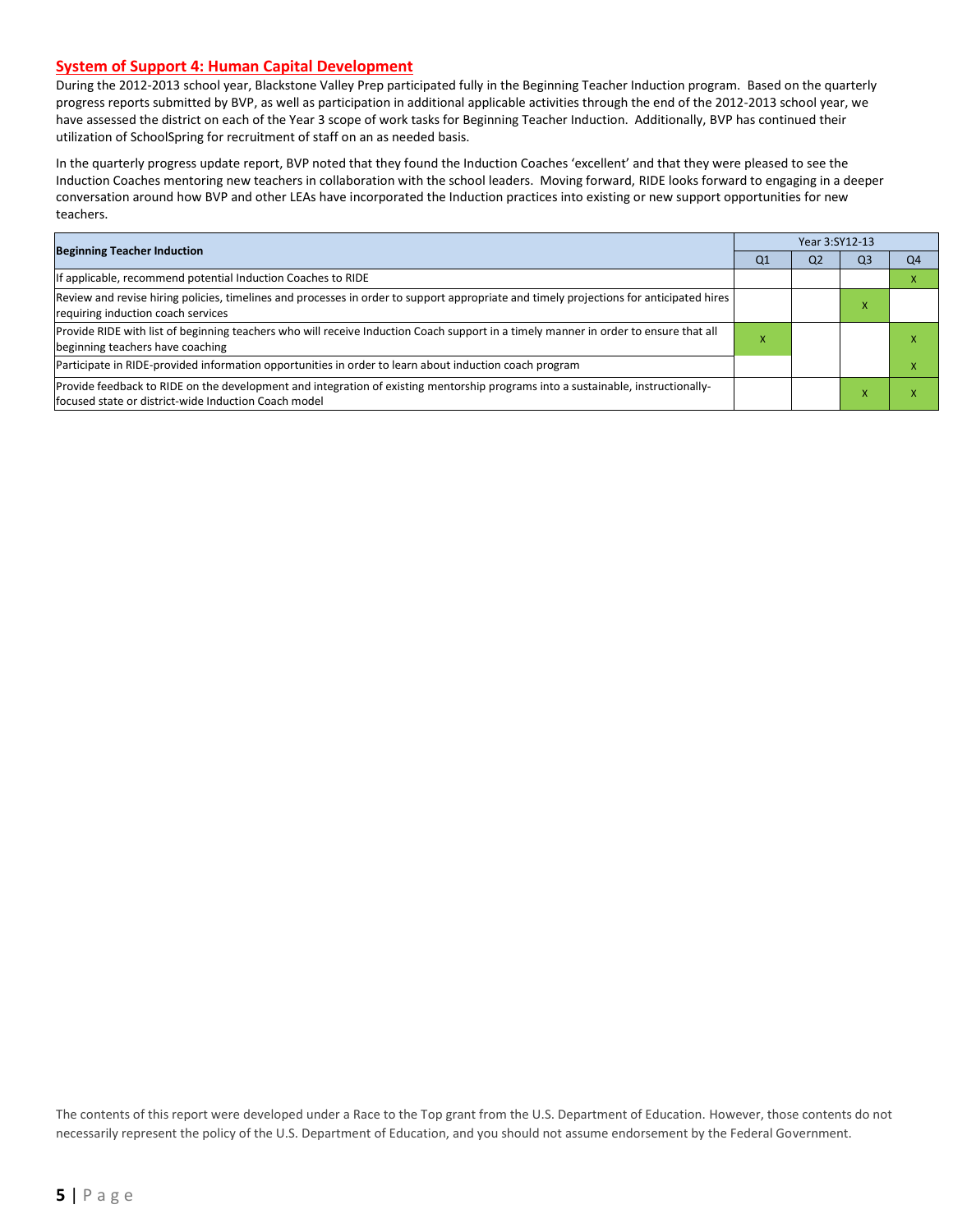## System of Support 4: Human Capital Development

During the 2012-2013 school year, Blackstone Valley Prep participated fully in the Beginning Teacher Induction program. Based on the quarterly progress reports submitted by BVP, as well as participation in additional applicable activities through the end of the 2012-2013 school year, we have assessed the district on each of the Year 3 scope of work tasks for Beginning Teacher Induction. Additionally, BVP has continued their utilization of SchoolSpring for recruitment of staff on an as needed basis.

In the quarterly progress update report, BVP noted that they found the Induction Coaches 'excellent' and that they were pleased to see the Induction Coaches mentoring new teachers in collaboration with the school leaders. Moving forward, RIDE looks forward to engaging in a deeper conversation around how BVP and other LEAs have incorporated the Induction practices into existing or new support opportunities for new teachers.

| Beginning Teacher Induction | Year 3:SY12-13 | | | |
|---|---|---|---|---|
| | Q1 | Q2 | Q3 | Q4 |
| If applicable, recommend potential Induction Coaches to RIDE | | | | x |
| Review and revise hiring policies, timelines and processes in order to support appropriate and timely projections for anticipated hires requiring induction coach services | | | x | |
| Provide RIDE with list of beginning teachers who will receive Induction Coach support in a timely manner in order to ensure that all beginning teachers have coaching | x | | | x |
| Participate in RIDE-provided information opportunities in order to learn about induction coach program | | | | x |
| Provide feedback to RIDE on the development and integration of existing mentorship programs into a sustainable, instructionally-focused state or district-wide Induction Coach model | | | x | x |

The contents of this report were developed under a Race to the Top grant from the U.S. Department of Education. However, those contents do not necessarily represent the policy of the U.S. Department of Education, and you should not assume endorsement by the Federal Government.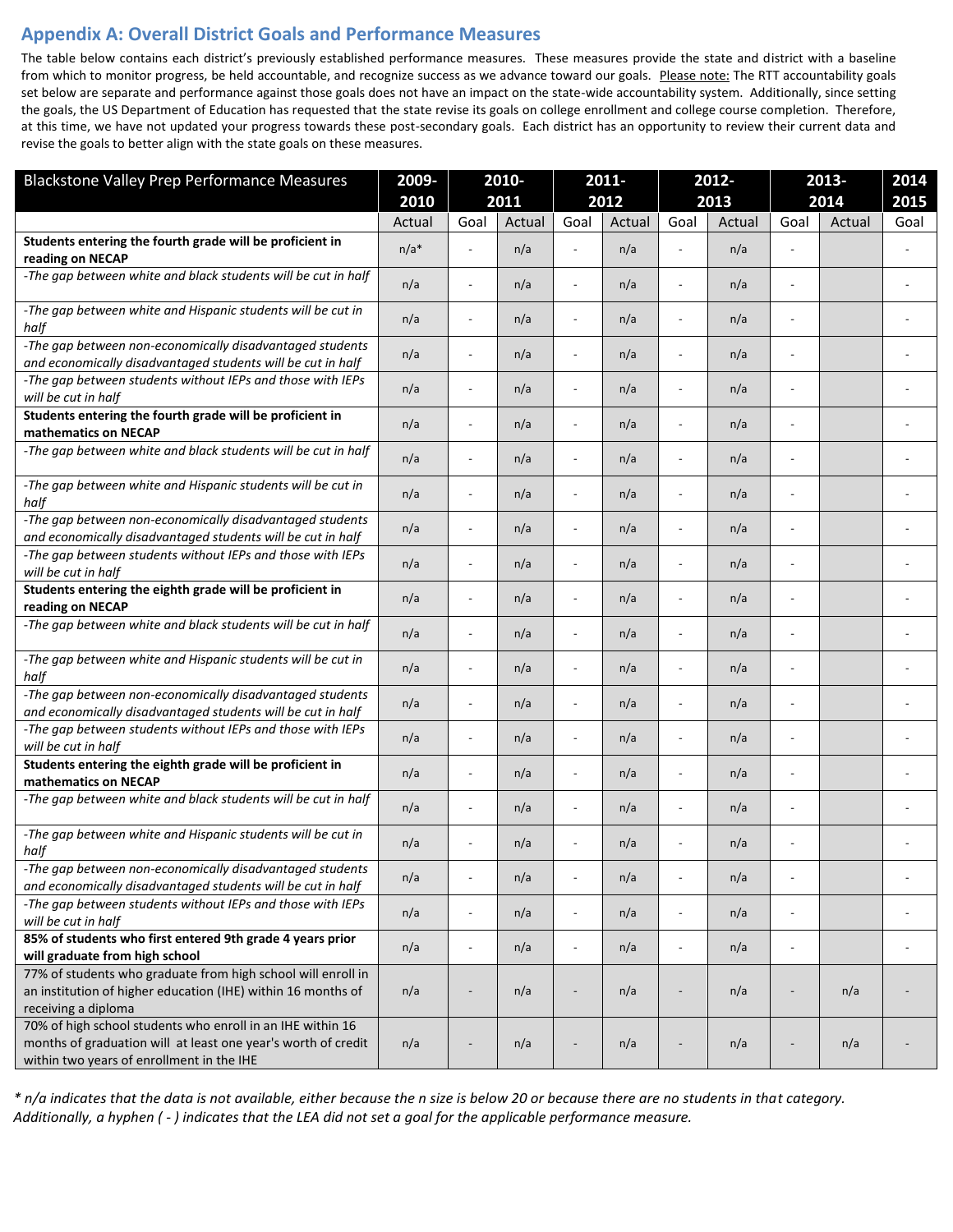## Appendix A: Overall District Goals and Performance Measures

The table below contains each district's previously established performance measures. These measures provide the state and district with a baseline from which to monitor progress, be held accountable, and recognize success as we advance toward our goals. Please note: The RTT accountability goals set below are separate and performance against those goals does not have an impact on the state-wide accountability system. Additionally, since setting the goals, the US Department of Education has requested that the state revise its goals on college enrollment and college course completion. Therefore, at this time, we have not updated your progress towards these post-secondary goals. Each district has an opportunity to review their current data and revise the goals to better align with the state goals on these measures.

| Blackstone Valley Prep Performance Measures | 2009-2010 | 2010-2011 | | 2011-2012 | | 2012-2013 | | 2013-2014 | | 2014 2015 |
|---|---|---|---|---|---|---|---|---|---|---|
| | Actual | Goal | Actual | Goal | Actual | Goal | Actual | Goal | Actual | Goal |
| **Students entering the fourth grade will be proficient in reading on NECAP** | n/a* | - | n/a | - | n/a | - | n/a | - | | - |
| *-The gap between white and black students will be cut in half* | n/a | - | n/a | - | n/a | - | n/a | - | | - |
| *-The gap between white and Hispanic students will be cut in half* | n/a | - | n/a | - | n/a | - | n/a | - | | - |
| *-The gap between non-economically disadvantaged students and economically disadvantaged students will be cut in half* | n/a | - | n/a | - | n/a | - | n/a | - | | - |
| *-The gap between students without IEPs and those with IEPs will be cut in half* | n/a | - | n/a | - | n/a | - | n/a | - | | - |
| **Students entering the fourth grade will be proficient in mathematics on NECAP** | n/a | - | n/a | - | n/a | - | n/a | - | | - |
| *-The gap between white and black students will be cut in half* | n/a | - | n/a | - | n/a | - | n/a | - | | - |
| *-The gap between white and Hispanic students will be cut in half* | n/a | - | n/a | - | n/a | - | n/a | - | | - |
| *-The gap between non-economically disadvantaged students and economically disadvantaged students will be cut in half* | n/a | - | n/a | - | n/a | - | n/a | - | | - |
| *-The gap between students without IEPs and those with IEPs will be cut in half* | n/a | - | n/a | - | n/a | - | n/a | - | | - |
| **Students entering the eighth grade will be proficient in reading on NECAP** | n/a | - | n/a | - | n/a | - | n/a | - | | - |
| *-The gap between white and black students will be cut in half* | n/a | - | n/a | - | n/a | - | n/a | - | | - |
| *-The gap between white and Hispanic students will be cut in half* | n/a | - | n/a | - | n/a | - | n/a | - | | - |
| *-The gap between non-economically disadvantaged students and economically disadvantaged students will be cut in half* | n/a | - | n/a | - | n/a | - | n/a | - | | - |
| *-The gap between students without IEPs and those with IEPs will be cut in half* | n/a | - | n/a | - | n/a | - | n/a | - | | - |
| **Students entering the eighth grade will be proficient in mathematics on NECAP** | n/a | - | n/a | - | n/a | - | n/a | - | | - |
| *-The gap between white and black students will be cut in half* | n/a | - | n/a | - | n/a | - | n/a | - | | - |
| *-The gap between white and Hispanic students will be cut in half* | n/a | - | n/a | - | n/a | - | n/a | - | | - |
| *-The gap between non-economically disadvantaged students and economically disadvantaged students will be cut in half* | n/a | - | n/a | - | n/a | - | n/a | - | | - |
| *-The gap between students without IEPs and those with IEPs will be cut in half* | n/a | - | n/a | - | n/a | - | n/a | - | | - |
| **85% of students who first entered 9th grade 4 years prior will graduate from high school** | n/a | - | n/a | - | n/a | - | n/a | - | | - |
| 77% of students who graduate from high school will enroll in an institution of higher education (IHE) within 16 months of receiving a diploma | n/a | - | n/a | - | n/a | - | n/a | - | n/a | - |
| 70% of high school students who enroll in an IHE within 16 months of graduation will at least one year's worth of credit within two years of enrollment in the IHE | n/a | - | n/a | - | n/a | - | n/a | - | n/a | - |

*\* n/a indicates that the data is not available, either because the n size is below 20 or because there are no students in that category. Additionally, a hyphen ( - ) indicates that the LEA did not set a goal for the applicable performance measure.*